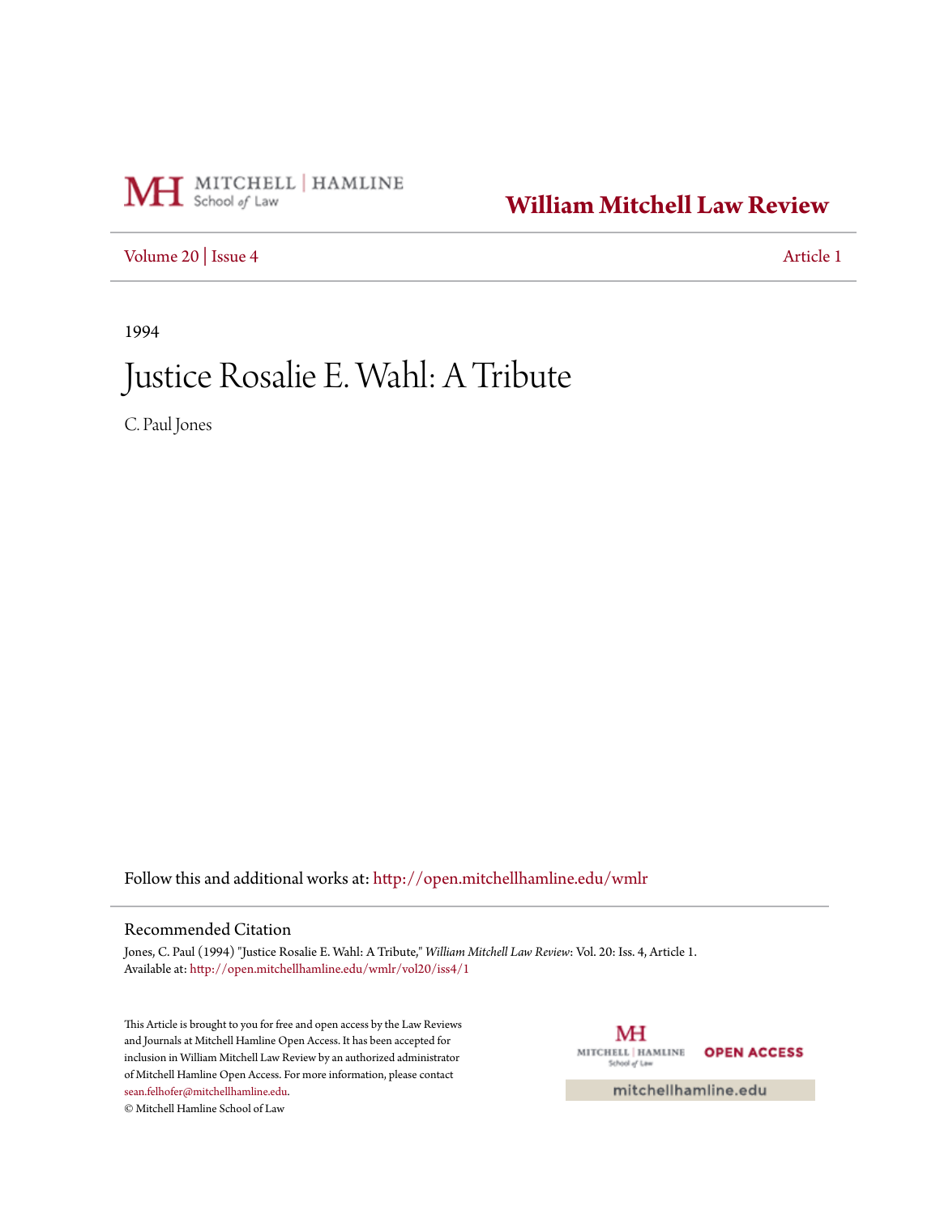MITCHELL | HAMLINE School of Law

**William Mitchell Law Review**

Volume 20 | Issue 4 Article 1

1994

# Justice Rosalie E. Wahl: A Tribute

C. Paul Jones

Follow this and additional works at: http://open.mitchellhamline.edu/wmlr

## Recommended Citation

Jones, C. Paul (1994) "Justice Rosalie E. Wahl: A Tribute," *William Mitchell Law Review*: Vol. 20: Iss. 4, Article 1.
Available at: http://open.mitchellhamline.edu/wmlr/vol20/iss4/1

This Article is brought to you for free and open access by the Law Reviews and Journals at Mitchell Hamline Open Access. It has been accepted for inclusion in William Mitchell Law Review by an authorized administrator of Mitchell Hamline Open Access. For more information, please contact sean.felhofer@mitchellhamline.edu.
© Mitchell Hamline School of Law

MITCHELL | HAMLINE School of Law OPEN ACCESS

mitchellhamline.edu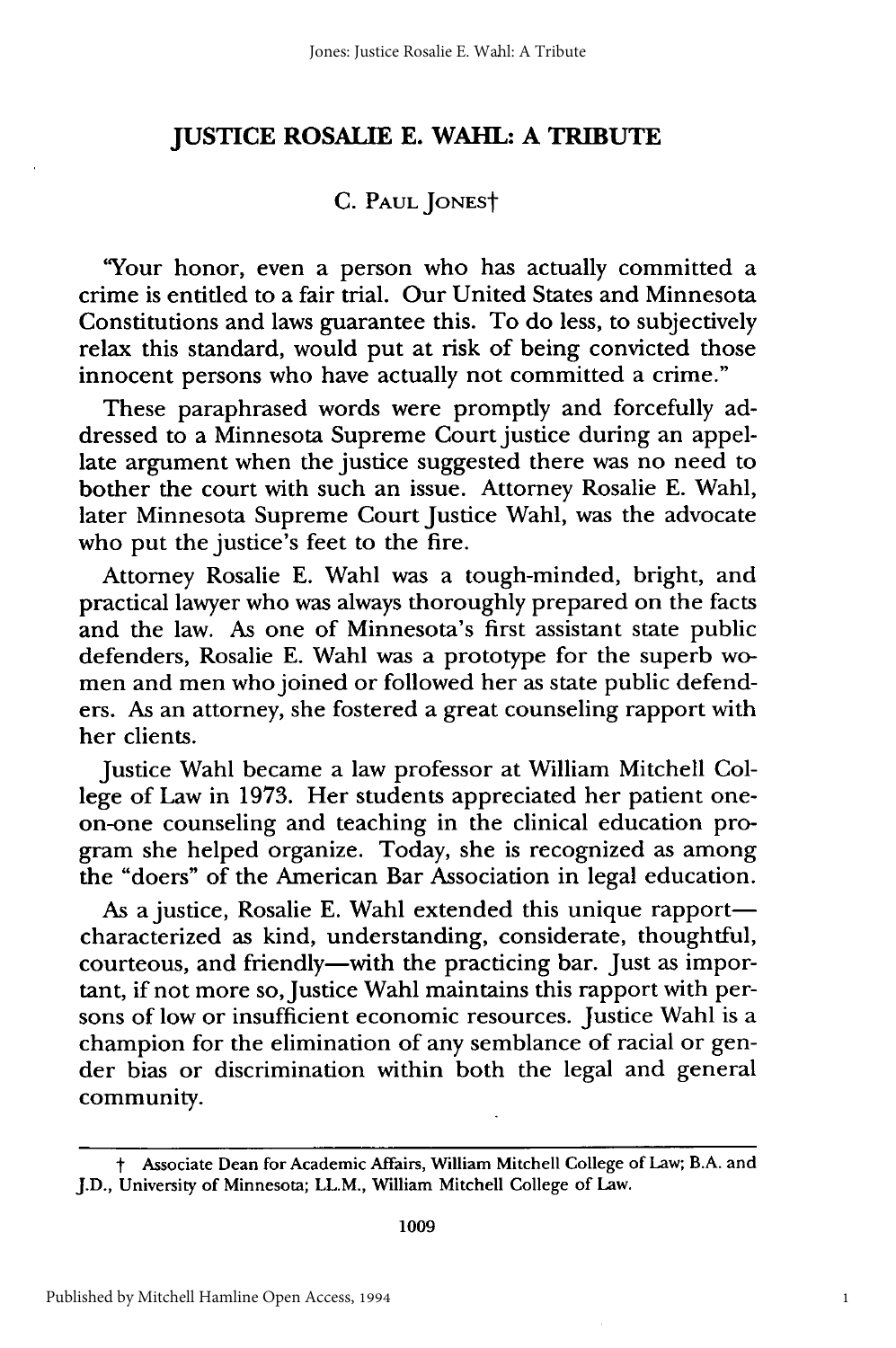# JUSTICE ROSALIE E. WAHL: A TRIBUTE

C. PAUL JONES†

"Your honor, even a person who has actually committed a crime is entitled to a fair trial. Our United States and Minnesota Constitutions and laws guarantee this. To do less, to subjectively relax this standard, would put at risk of being convicted those innocent persons who have actually not committed a crime."

These paraphrased words were promptly and forcefully addressed to a Minnesota Supreme Court justice during an appellate argument when the justice suggested there was no need to bother the court with such an issue. Attorney Rosalie E. Wahl, later Minnesota Supreme Court Justice Wahl, was the advocate who put the justice's feet to the fire.

Attorney Rosalie E. Wahl was a tough-minded, bright, and practical lawyer who was always thoroughly prepared on the facts and the law. As one of Minnesota's first assistant state public defenders, Rosalie E. Wahl was a prototype for the superb women and men who joined or followed her as state public defenders. As an attorney, she fostered a great counseling rapport with her clients.

Justice Wahl became a law professor at William Mitchell College of Law in 1973. Her students appreciated her patient one-on-one counseling and teaching in the clinical education program she helped organize. Today, she is recognized as among the "doers" of the American Bar Association in legal education.

As a justice, Rosalie E. Wahl extended this unique rapport—characterized as kind, understanding, considerate, thoughtful, courteous, and friendly—with the practicing bar. Just as important, if not more so, Justice Wahl maintains this rapport with persons of low or insufficient economic resources. Justice Wahl is a champion for the elimination of any semblance of racial or gender bias or discrimination within both the legal and general community.

† Associate Dean for Academic Affairs, William Mitchell College of Law; B.A. and J.D., University of Minnesota; LL.M., William Mitchell College of Law.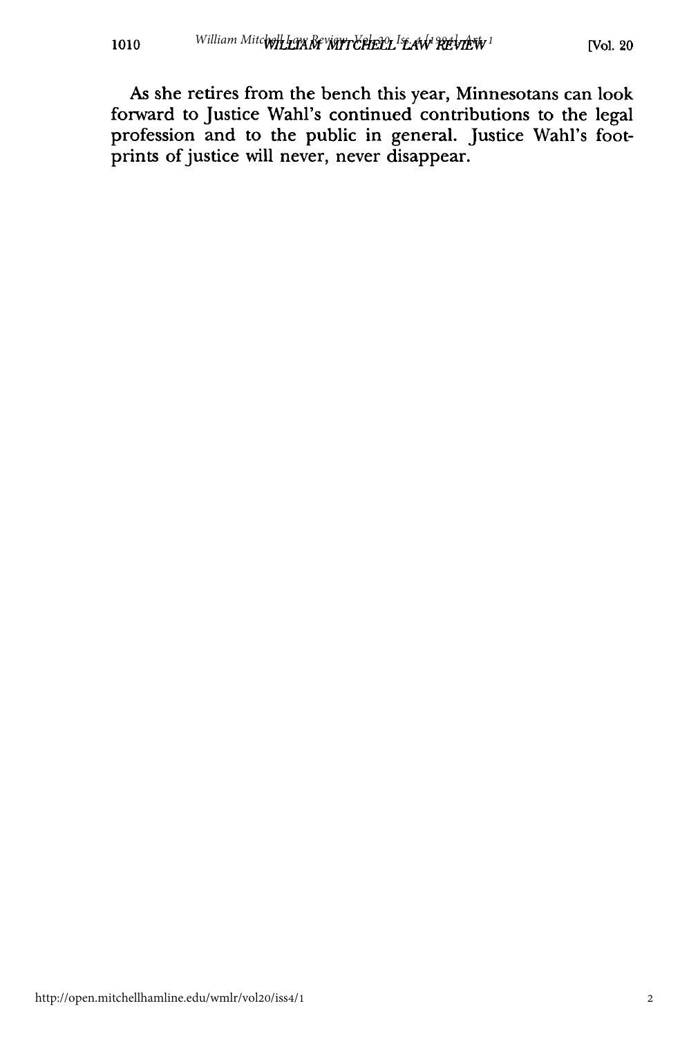As she retires from the bench this year, Minnesotans can look forward to Justice Wahl's continued contributions to the legal profession and to the public in general. Justice Wahl's footprints of justice will never, never disappear.